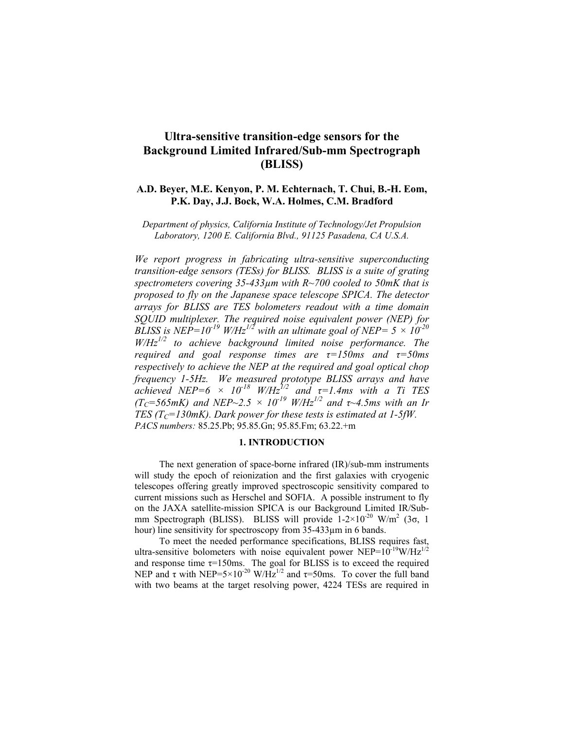# Ultra-sensitive transition-edge sensors for the Background Limited Infrared/Sub-mm Spectrograph (BLISS)

**A.D. Beyer, M.E. Kenyon, P. M. Echternach, T. Chui, B.-H. Eom, P.K. Day, J.J. Bock, W.A. Holmes, C.M. Bradford**

*Department of physics, California Institute of Technology/Jet Propulsion Laboratory, 1200 E. California Blvd., 91125 Pasadena, CA U.S.A.*

*We report progress in fabricating ultra-sensitive superconducting transition-edge sensors (TESs) for BLISS. BLISS is a suite of grating spectrometers covering 35-433μm with R~700 cooled to 50mK that is proposed to fly on the Japanese space telescope SPICA. The detector arrays for BLISS are TES bolometers readout with a time domain SQUID multiplexer. The required noise equivalent power (NEP) for BLISS is NEP=$10^{-19}$ W/Hz$^{1/2}$ with an ultimate goal of NEP= $5 \times 10^{-20}$ W/Hz$^{1/2}$ to achieve background limited noise performance. The required and goal response times are τ=150ms and τ=50ms respectively to achieve the NEP at the required and goal optical chop frequency 1-5Hz. We measured prototype BLISS arrays and have achieved NEP=$6 \times 10^{-18}$ W/Hz$^{1/2}$ and τ=1.4ms with a Ti TES ($T_C$=565mK) and NEP~$2.5 \times 10^{-19}$ W/Hz$^{1/2}$ and τ~4.5ms with an Ir TES ($T_C$=130mK). Dark power for these tests is estimated at 1-5fW.*

*PACS numbers:* 85.25.Pb; 95.85.Gn; 95.85.Fm; 63.22.+m

## 1. INTRODUCTION

The next generation of space-borne infrared (IR)/sub-mm instruments will study the epoch of reionization and the first galaxies with cryogenic telescopes offering greatly improved spectroscopic sensitivity compared to current missions such as Herschel and SOFIA. A possible instrument to fly on the JAXA satellite-mission SPICA is our Background Limited IR/Sub-mm Spectrograph (BLISS). BLISS will provide $1\text{-}2\times10^{-20}$ W/m$^2$ (3σ, 1 hour) line sensitivity for spectroscopy from 35-433μm in 6 bands.

To meet the needed performance specifications, BLISS requires fast, ultra-sensitive bolometers with noise equivalent power NEP=$10^{-19}$W/Hz$^{1/2}$ and response time τ=150ms. The goal for BLISS is to exceed the required NEP and τ with NEP=$5\times10^{-20}$ W/Hz$^{1/2}$ and τ=50ms. To cover the full band with two beams at the target resolving power, 4224 TESs are required in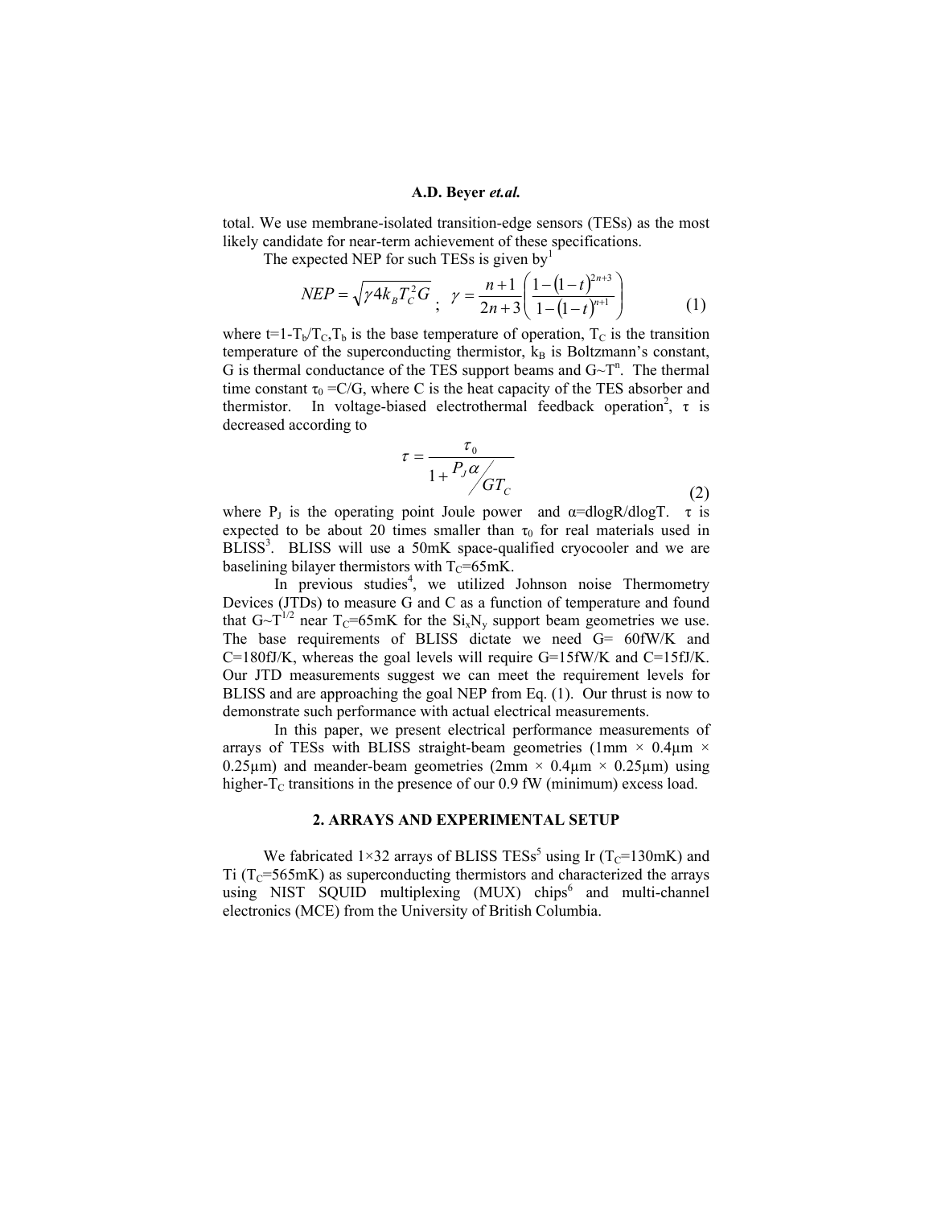total. We use membrane-isolated transition-edge sensors (TESs) as the most likely candidate for near-term achievement of these specifications.

The expected NEP for such TESs is given by[1]

$$NEP = \sqrt{\gamma 4 k_B T_C^2 G} \;;\quad \gamma = \frac{n+1}{2n+3}\left(\frac{1-(1-t)^{2n+3}}{1-(1-t)^{n+1}}\right) \tag{1}$$

where $t=1-T_b/T_C$, $T_b$ is the base temperature of operation, $T_C$ is the transition temperature of the superconducting thermistor, $k_B$ is Boltzmann's constant, G is thermal conductance of the TES support beams and $G \sim T^n$. The thermal time constant $\tau_0 = C/G$, where C is the heat capacity of the TES absorber and thermistor. In voltage-biased electrothermal feedback operation[2], $\tau$ is decreased according to

$$\tau = \frac{\tau_0}{1 + \frac{P_J \alpha}{G T_C}} \tag{2}$$

where $P_J$ is the operating point Joule power and $\alpha = d\log R/d\log T$. $\tau$ is expected to be about 20 times smaller than $\tau_0$ for real materials used in BLISS[3]. BLISS will use a 50mK space-qualified cryocooler and we are baselining bilayer thermistors with $T_C$=65mK.

In previous studies[4], we utilized Johnson noise Thermometry Devices (JTDs) to measure G and C as a function of temperature and found that $G \sim T^{1/2}$ near $T_C$=65mK for the $Si_xN_y$ support beam geometries we use. The base requirements of BLISS dictate we need G= 60fW/K and C=180fJ/K, whereas the goal levels will require G=15fW/K and C=15fJ/K. Our JTD measurements suggest we can meet the requirement levels for BLISS and are approaching the goal NEP from Eq. (1). Our thrust is now to demonstrate such performance with actual electrical measurements.

In this paper, we present electrical performance measurements of arrays of TESs with BLISS straight-beam geometries (1mm × 0.4μm × 0.25μm) and meander-beam geometries (2mm × 0.4μm × 0.25μm) using higher-$T_C$ transitions in the presence of our 0.9 fW (minimum) excess load.

## 2. ARRAYS AND EXPERIMENTAL SETUP

We fabricated 1×32 arrays of BLISS TESs[5] using Ir ($T_C$=130mK) and Ti ($T_C$=565mK) as superconducting thermistors and characterized the arrays using NIST SQUID multiplexing (MUX) chips[6] and multi-channel electronics (MCE) from the University of British Columbia.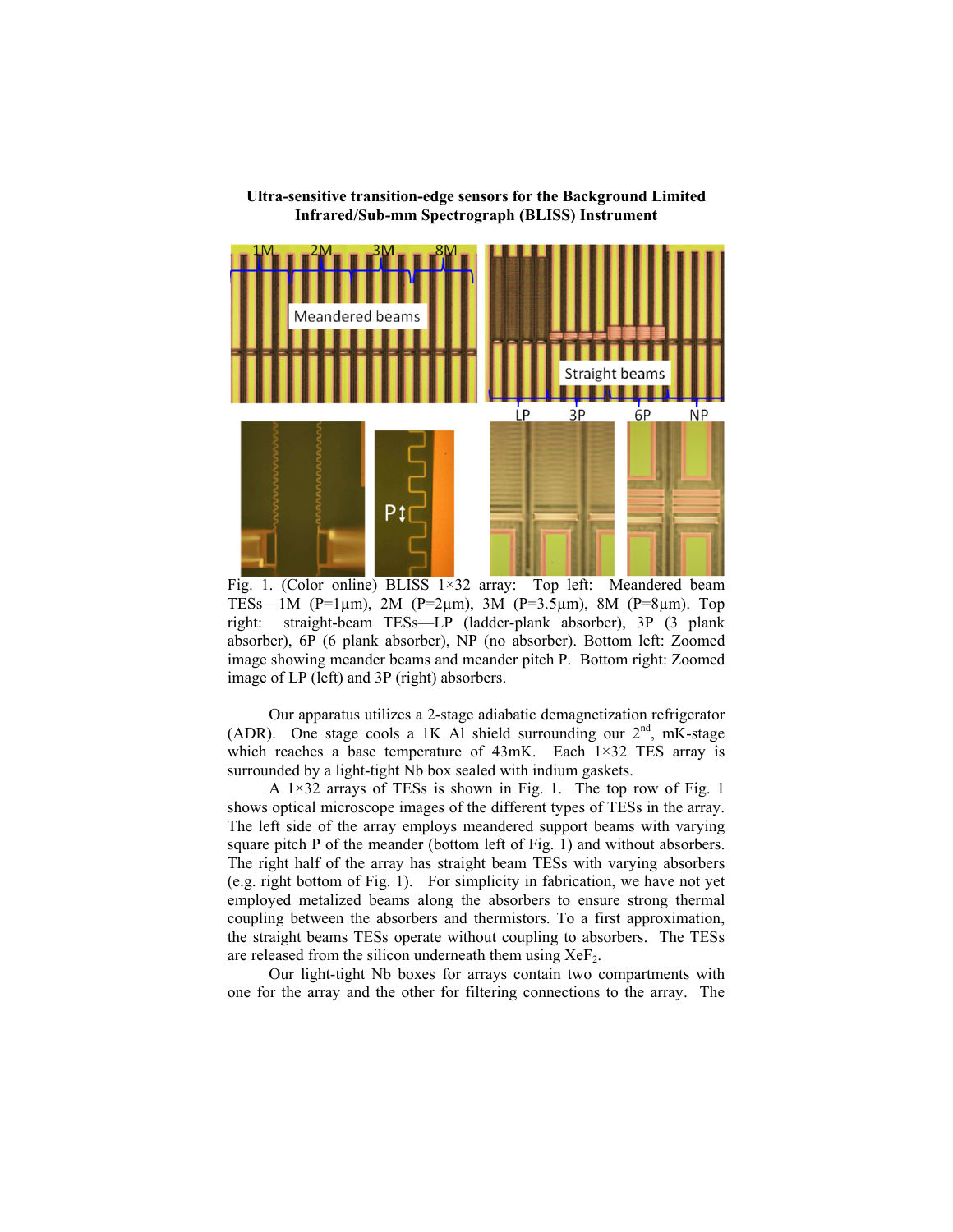**Ultra-sensitive transition-edge sensors for the Background Limited Infrared/Sub-mm Spectrograph (BLISS) Instrument**

Fig. 1. (Color online) BLISS 1×32 array: Top left: Meandered beam TESs—1M (P=1μm), 2M (P=2μm), 3M (P=3.5μm), 8M (P=8μm). Top right: straight-beam TESs—LP (ladder-plank absorber), 3P (3 plank absorber), 6P (6 plank absorber), NP (no absorber). Bottom left: Zoomed image showing meander beams and meander pitch P. Bottom right: Zoomed image of LP (left) and 3P (right) absorbers.

Our apparatus utilizes a 2-stage adiabatic demagnetization refrigerator (ADR). One stage cools a 1K Al shield surrounding our 2[nd], mK-stage which reaches a base temperature of 43mK. Each 1×32 TES array is surrounded by a light-tight Nb box sealed with indium gaskets.

A 1×32 arrays of TESs is shown in Fig. 1. The top row of Fig. 1 shows optical microscope images of the different types of TESs in the array. The left side of the array employs meandered support beams with varying square pitch P of the meander (bottom left of Fig. 1) and without absorbers. The right half of the array has straight beam TESs with varying absorbers (e.g. right bottom of Fig. 1). For simplicity in fabrication, we have not yet employed metalized beams along the absorbers to ensure strong thermal coupling between the absorbers and thermistors. To a first approximation, the straight beams TESs operate without coupling to absorbers. The TESs are released from the silicon underneath them using $XeF_2$.

Our light-tight Nb boxes for arrays contain two compartments with one for the array and the other for filtering connections to the array. The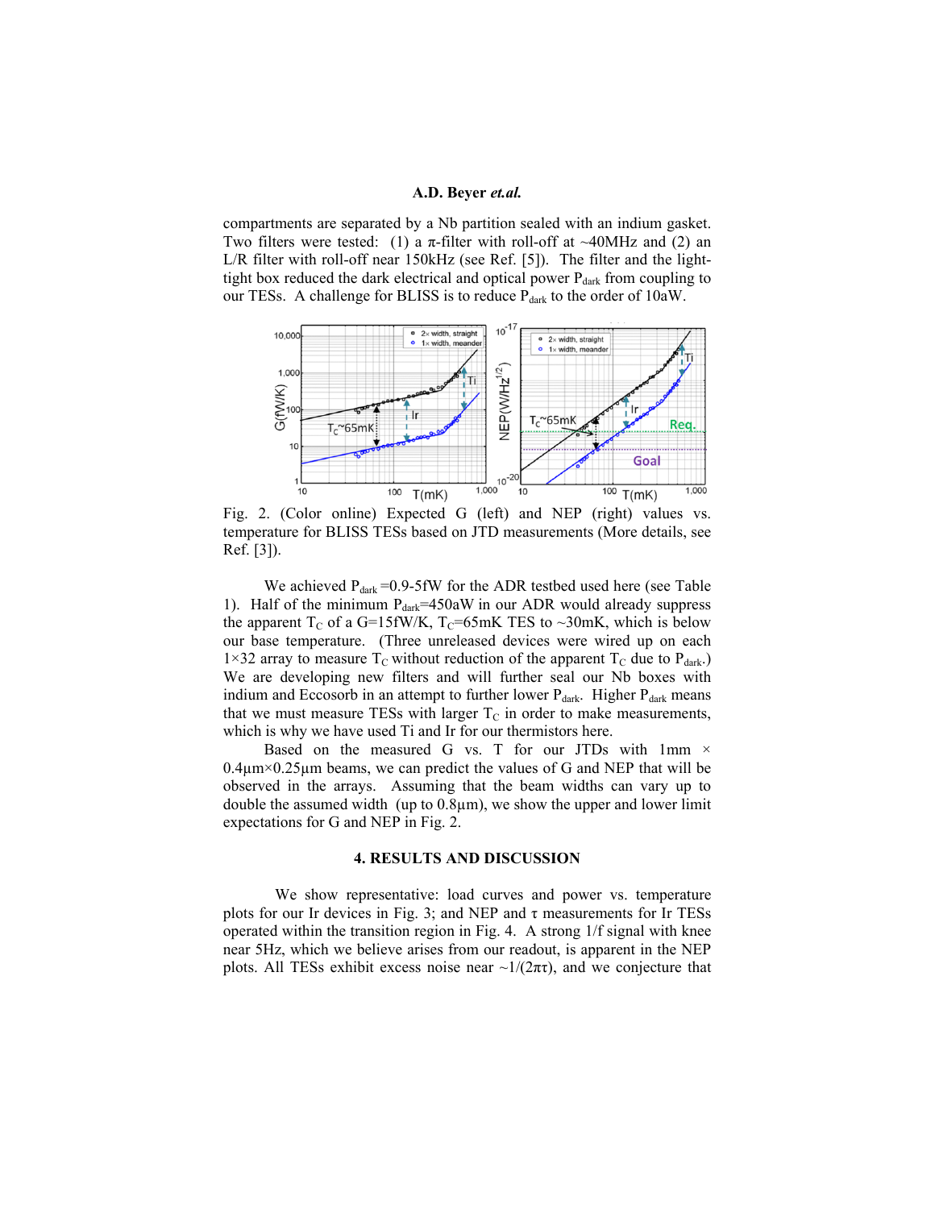compartments are separated by a Nb partition sealed with an indium gasket. Two filters were tested: (1) a π-filter with roll-off at ~40MHz and (2) an L/R filter with roll-off near 150kHz (see Ref. [5]). The filter and the light-tight box reduced the dark electrical and optical power $P_{dark}$ from coupling to our TESs. A challenge for BLISS is to reduce $P_{dark}$ to the order of 10aW.

Fig. 2. (Color online) Expected G (left) and NEP (right) values vs. temperature for BLISS TESs based on JTD measurements (More details, see Ref. [3]).

We achieved $P_{dark}$ =0.9-5fW for the ADR testbed used here (see Table 1). Half of the minimum $P_{dark}$=450aW in our ADR would already suppress the apparent $T_C$ of a G=15fW/K, $T_C$=65mK TES to ~30mK, which is below our base temperature. (Three unreleased devices were wired up on each 1×32 array to measure $T_C$ without reduction of the apparent $T_C$ due to $P_{dark}$.) We are developing new filters and will further seal our Nb boxes with indium and Eccosorb in an attempt to further lower $P_{dark}$. Higher $P_{dark}$ means that we must measure TESs with larger $T_C$ in order to make measurements, which is why we have used Ti and Ir for our thermistors here.

Based on the measured G vs. T for our JTDs with 1mm × 0.4µm×0.25µm beams, we can predict the values of G and NEP that will be observed in the arrays. Assuming that the beam widths can vary up to double the assumed width (up to 0.8µm), we show the upper and lower limit expectations for G and NEP in Fig. 2.

## 4. RESULTS AND DISCUSSION

We show representative: load curves and power vs. temperature plots for our Ir devices in Fig. 3; and NEP and τ measurements for Ir TESs operated within the transition region in Fig. 4. A strong 1/f signal with knee near 5Hz, which we believe arises from our readout, is apparent in the NEP plots. All TESs exhibit excess noise near ~1/(2πτ), and we conjecture that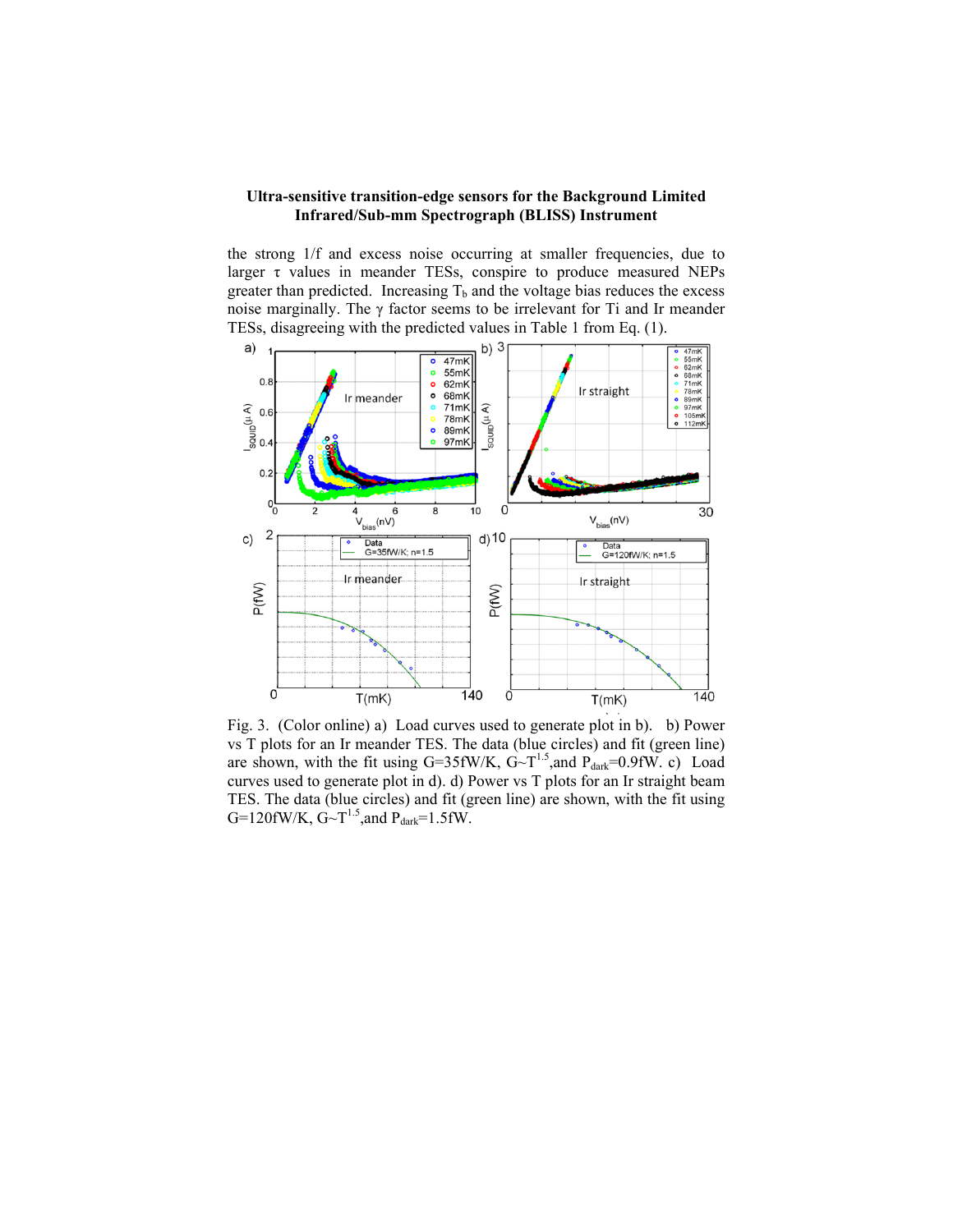the strong 1/f and excess noise occurring at smaller frequencies, due to larger $\tau$ values in meander TESs, conspire to produce measured NEPs greater than predicted. Increasing $T_b$ and the voltage bias reduces the excess noise marginally. The $\gamma$ factor seems to be irrelevant for Ti and Ir meander TESs, disagreeing with the predicted values in Table 1 from Eq. (1).

Fig. 3. (Color online) a) Load curves used to generate plot in b). b) Power vs T plots for an Ir meander TES. The data (blue circles) and fit (green line) are shown, with the fit using G=35fW/K, $G{\sim}T^{1.5}$, and $P_{dark}$=0.9fW. c) Load curves used to generate plot in d). d) Power vs T plots for an Ir straight beam TES. The data (blue circles) and fit (green line) are shown, with the fit using G=120fW/K, $G{\sim}T^{1.5}$, and $P_{dark}$=1.5fW.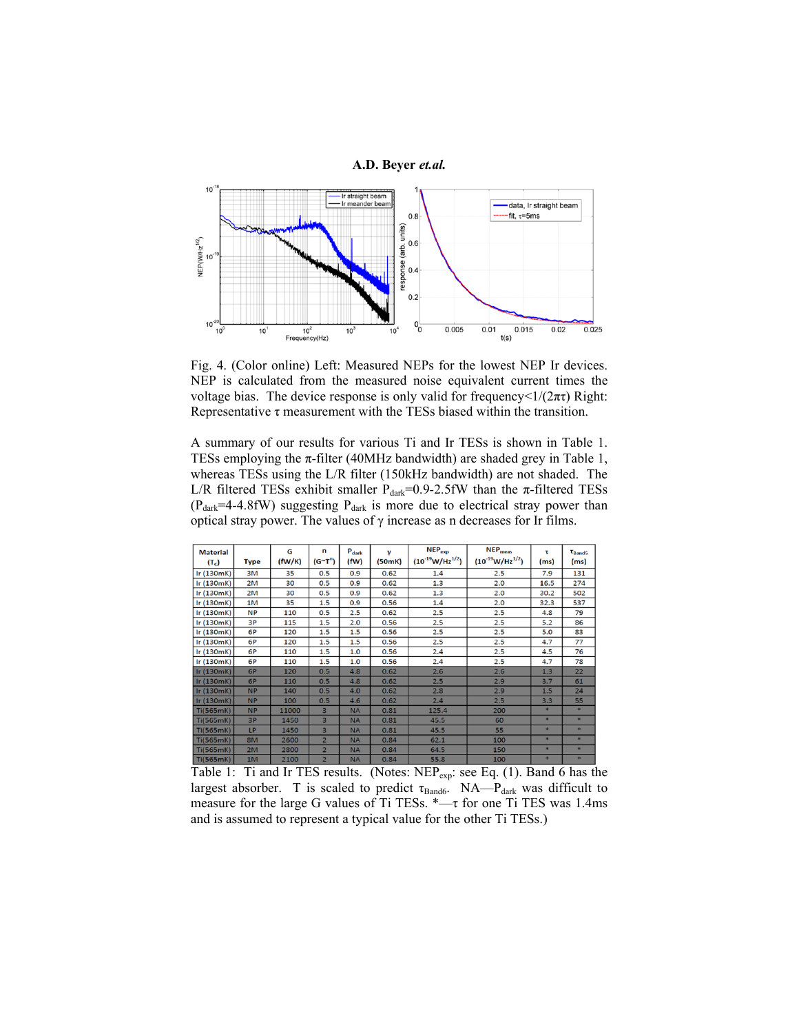Fig. 4. (Color online) Left: Measured NEPs for the lowest NEP Ir devices. NEP is calculated from the measured noise equivalent current times the voltage bias. The device response is only valid for frequency<$1/(2\pi\tau)$ Right: Representative $\tau$ measurement with the TESs biased within the transition.

A summary of our results for various Ti and Ir TESs is shown in Table 1. TESs employing the $\pi$-filter (40MHz bandwidth) are shaded grey in Table 1, whereas TESs using the L/R filter (150kHz bandwidth) are not shaded. The L/R filtered TESs exhibit smaller $P_{dark}$=0.9-2.5fW than the $\pi$-filtered TESs ($P_{dark}$=4-4.8fW) suggesting $P_{dark}$ is more due to electrical stray power than optical stray power. The values of $\gamma$ increase as n decreases for Ir films.

| Material ($T_c$) | Type | G (fW/K) | n ($G\sim T^n$) | $P_{dark}$ (fW) | $\gamma$ (50mK) | $NEP_{exp}$ ($10^{-19}W/Hz^{1/2}$) | $NEP_{meas}$ ($10^{-19}W/Hz^{1/2}$) | $\tau$ (ms) | $\tau_{Band6}$ (ms) |
|---|---|---|---|---|---|---|---|---|---|
| Ir (130mK) | 3M | 35 | 0.5 | 0.9 | 0.62 | 1.4 | 2.5 | 7.9 | 131 |
| Ir (130mK) | 2M | 30 | 0.5 | 0.9 | 0.62 | 1.3 | 2.0 | 16.5 | 274 |
| Ir (130mK) | 2M | 30 | 0.5 | 0.9 | 0.62 | 1.3 | 2.0 | 30.2 | 502 |
| Ir (130mK) | 1M | 35 | 1.5 | 0.9 | 0.56 | 1.4 | 2.0 | 32.3 | 537 |
| Ir (130mK) | NP | 110 | 0.5 | 2.5 | 0.62 | 2.5 | 2.5 | 4.8 | 79 |
| Ir (130mK) | 3P | 115 | 1.5 | 2.0 | 0.56 | 2.5 | 2.5 | 5.2 | 86 |
| Ir (130mK) | 6P | 120 | 1.5 | 1.5 | 0.56 | 2.5 | 2.5 | 5.0 | 83 |
| Ir (130mK) | 6P | 120 | 1.5 | 1.5 | 0.56 | 2.5 | 2.5 | 4.7 | 77 |
| Ir (130mK) | 6P | 110 | 1.5 | 1.0 | 0.56 | 2.4 | 2.5 | 4.5 | 76 |
| Ir (130mK) | 6P | 110 | 1.5 | 1.0 | 0.56 | 2.4 | 2.5 | 4.7 | 78 |
| Ir (130mK) | 6P | 120 | 0.5 | 4.8 | 0.62 | 2.6 | 2.6 | 1.3 | 22 |
| Ir (130mK) | 6P | 110 | 0.5 | 4.8 | 0.62 | 2.5 | 2.9 | 3.7 | 61 |
| Ir (130mK) | NP | 140 | 0.5 | 4.0 | 0.62 | 2.8 | 2.9 | 1.5 | 24 |
| Ir (130mK) | NP | 100 | 0.5 | 4.6 | 0.62 | 2.4 | 2.5 | 3.3 | 55 |
| Ti(565mK) | NP | 11000 | 3 | NA | 0.81 | 125.4 | 200 | * | * |
| Ti(565mK) | 3P | 1450 | 3 | NA | 0.81 | 45.5 | 60 | * | * |
| Ti(565mK) | LP | 1450 | 3 | NA | 0.81 | 45.5 | 55 | * | * |
| Ti(565mK) | 8M | 2600 | 2 | NA | 0.84 | 62.1 | 100 | * | * |
| Ti(565mK) | 2M | 2800 | 2 | NA | 0.84 | 64.5 | 150 | * | * |
| Ti(565mK) | 1M | 2100 | 2 | NA | 0.84 | 55.8 | 100 | * | * |

Table 1: Ti and Ir TES results. (Notes: $NEP_{exp}$: see Eq. (1). Band 6 has the largest absorber. T is scaled to predict $\tau_{Band6}$. NA—$P_{dark}$ was difficult to measure for the large G values of Ti TESs. *—$\tau$ for one Ti TES was 1.4ms and is assumed to represent a typical value for the other Ti TESs.)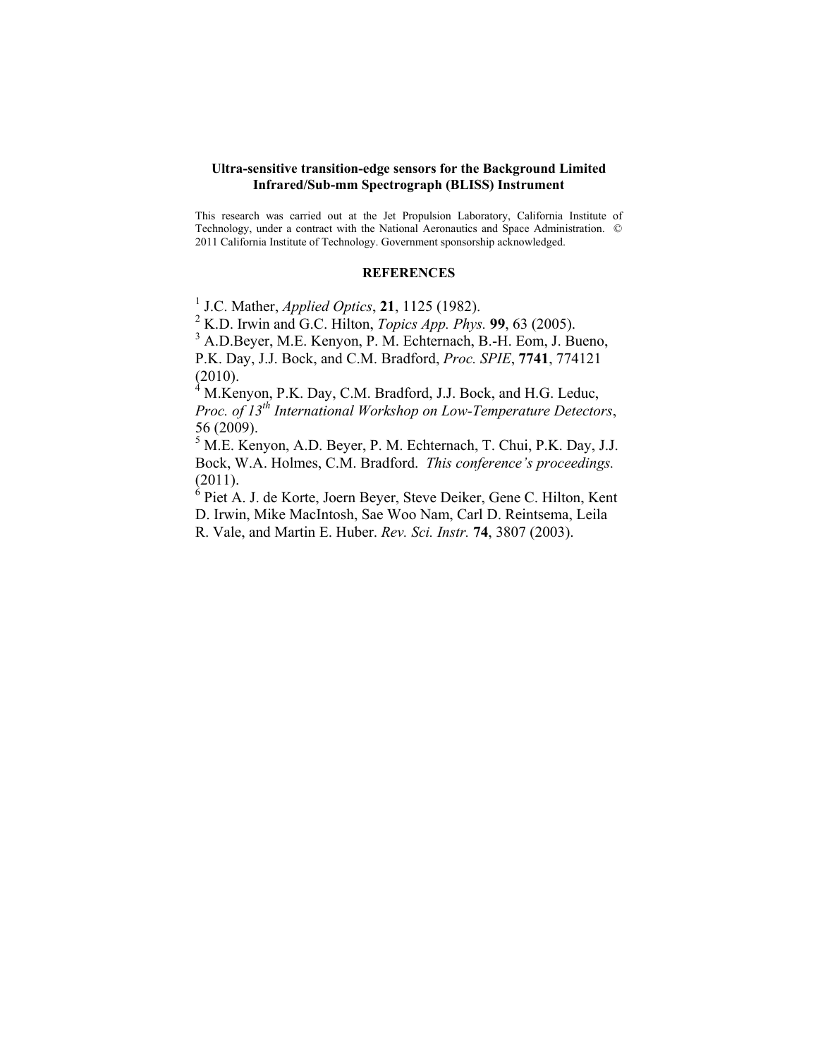**Ultra-sensitive transition-edge sensors for the Background Limited Infrared/Sub-mm Spectrograph (BLISS) Instrument**

This research was carried out at the Jet Propulsion Laboratory, California Institute of Technology, under a contract with the National Aeronautics and Space Administration. © 2011 California Institute of Technology. Government sponsorship acknowledged.

## REFERENCES

[1] J.C. Mather, *Applied Optics*, **21**, 1125 (1982).

[2] K.D. Irwin and G.C. Hilton, *Topics App. Phys.* **99**, 63 (2005).

[3] A.D.Beyer, M.E. Kenyon, P. M. Echternach, B.-H. Eom, J. Bueno, P.K. Day, J.J. Bock, and C.M. Bradford, *Proc. SPIE*, **7741**, 774121 (2010).

[4] M.Kenyon, P.K. Day, C.M. Bradford, J.J. Bock, and H.G. Leduc, *Proc. of 13th International Workshop on Low-Temperature Detectors*, 56 (2009).

[5] M.E. Kenyon, A.D. Beyer, P. M. Echternach, T. Chui, P.K. Day, J.J. Bock, W.A. Holmes, C.M. Bradford. *This conference's proceedings.* (2011).

[6] Piet A. J. de Korte, Joern Beyer, Steve Deiker, Gene C. Hilton, Kent D. Irwin, Mike MacIntosh, Sae Woo Nam, Carl D. Reintsema, Leila R. Vale, and Martin E. Huber. *Rev. Sci. Instr.* **74**, 3807 (2003).